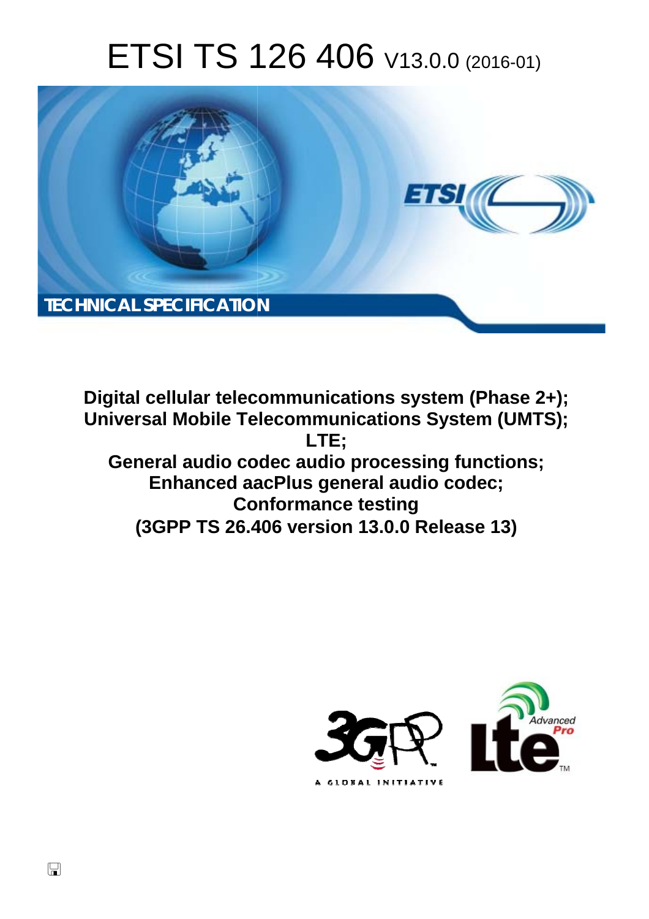# ETSI TS 126 406 V13.0.0 (2016-01)

TECHNICAL SPECIFICATION

**Digital cellular telecommunications system (Phase 2+);**
**Universal Mobile Telecommunications System (UMTS);**
**LTE;**
**General audio codec audio processing functions;**
**Enhanced aacPlus general audio codec;**
**Conformance testing**
**(3GPP TS 26.406 version 13.0.0 Release 13)**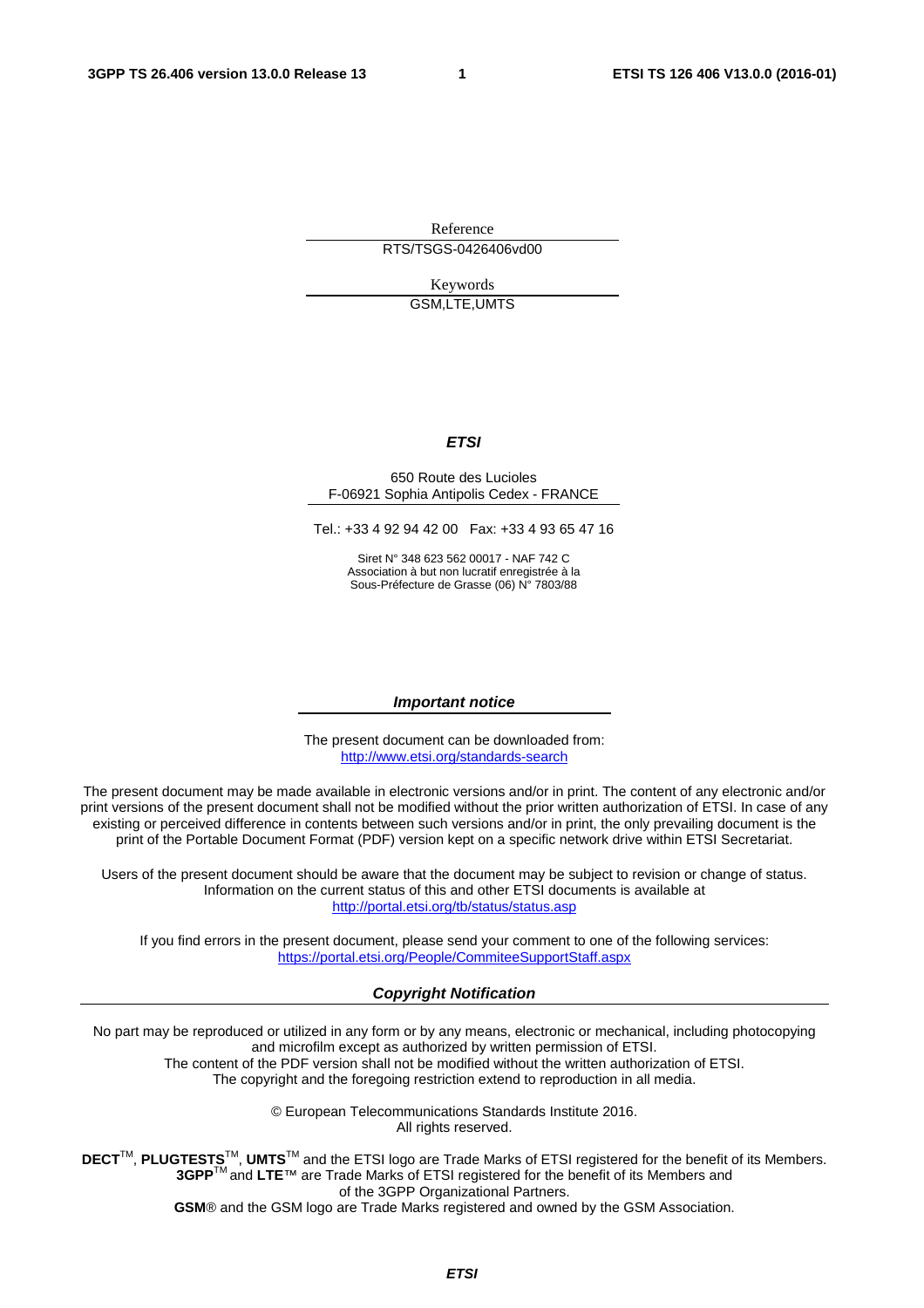Reference

RTS/TSGS-0426406vd00

Keywords

GSM,LTE,UMTS

***ETSI***

650 Route des Lucioles
F-06921 Sophia Antipolis Cedex - FRANCE

Tel.: +33 4 92 94 42 00 Fax: +33 4 93 65 47 16

Siret N° 348 623 562 00017 - NAF 742 C
Association à but non lucratif enregistrée à la
Sous-Préfecture de Grasse (06) N° 7803/88

***Important notice***

The present document can be downloaded from:
http://www.etsi.org/standards-search

The present document may be made available in electronic versions and/or in print. The content of any electronic and/or print versions of the present document shall not be modified without the prior written authorization of ETSI. In case of any existing or perceived difference in contents between such versions and/or in print, the only prevailing document is the print of the Portable Document Format (PDF) version kept on a specific network drive within ETSI Secretariat.

Users of the present document should be aware that the document may be subject to revision or change of status. Information on the current status of this and other ETSI documents is available at
http://portal.etsi.org/tb/status/status.asp

If you find errors in the present document, please send your comment to one of the following services:
https://portal.etsi.org/People/CommiteeSupportStaff.aspx

***Copyright Notification***

No part may be reproduced or utilized in any form or by any means, electronic or mechanical, including photocopying and microfilm except as authorized by written permission of ETSI.
The content of the PDF version shall not be modified without the written authorization of ETSI.
The copyright and the foregoing restriction extend to reproduction in all media.

© European Telecommunications Standards Institute 2016.
All rights reserved.

**DECT**™, **PLUGTESTS**™, **UMTS**™ and the ETSI logo are Trade Marks of ETSI registered for the benefit of its Members.
**3GPP**™ and **LTE**™ are Trade Marks of ETSI registered for the benefit of its Members and of the 3GPP Organizational Partners.
**GSM**® and the GSM logo are Trade Marks registered and owned by the GSM Association.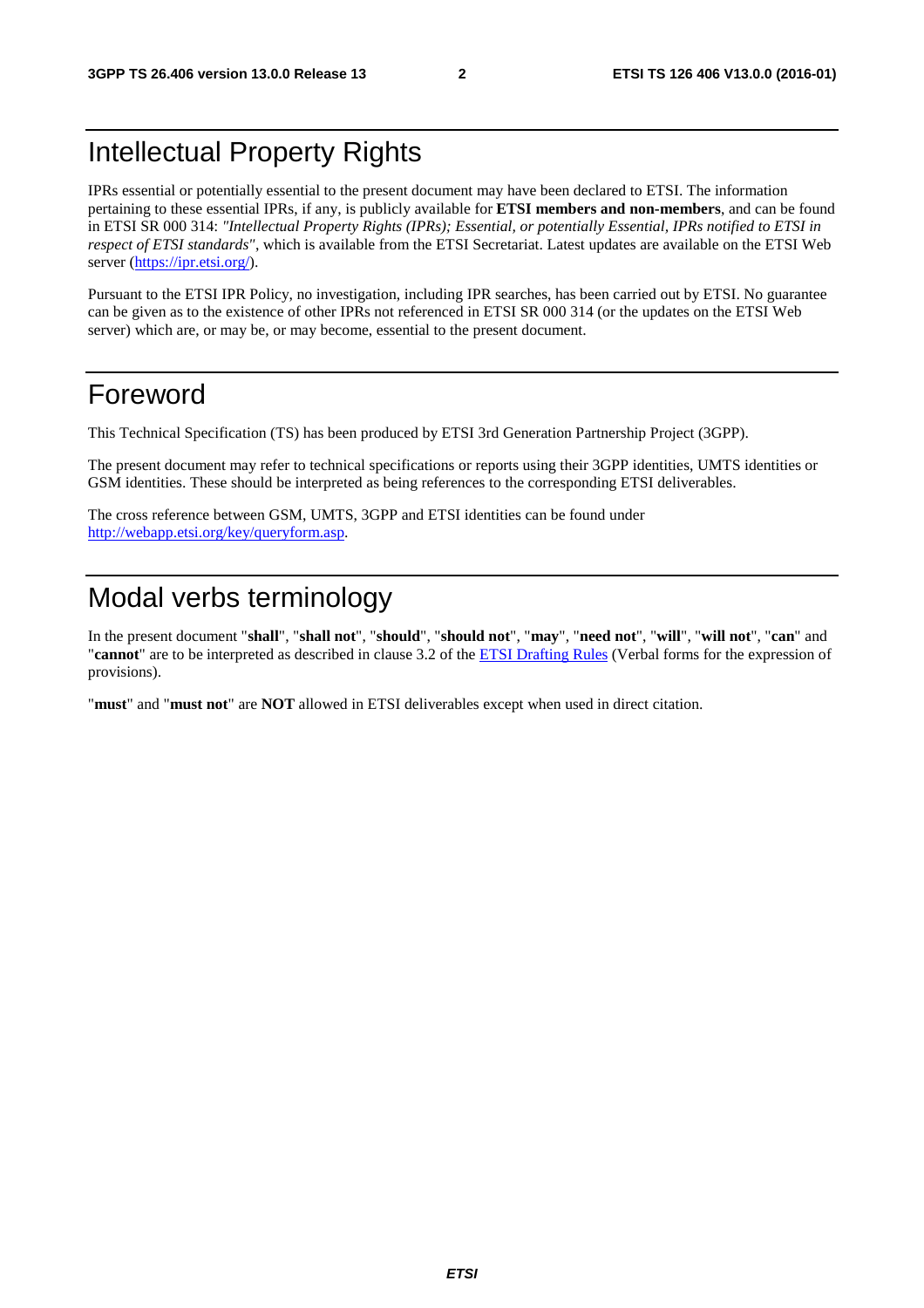# Intellectual Property Rights

IPRs essential or potentially essential to the present document may have been declared to ETSI. The information pertaining to these essential IPRs, if any, is publicly available for **ETSI members and non-members**, and can be found in ETSI SR 000 314: *"Intellectual Property Rights (IPRs); Essential, or potentially Essential, IPRs notified to ETSI in respect of ETSI standards"*, which is available from the ETSI Secretariat. Latest updates are available on the ETSI Web server (https://ipr.etsi.org/).

Pursuant to the ETSI IPR Policy, no investigation, including IPR searches, has been carried out by ETSI. No guarantee can be given as to the existence of other IPRs not referenced in ETSI SR 000 314 (or the updates on the ETSI Web server) which are, or may be, or may become, essential to the present document.

# Foreword

This Technical Specification (TS) has been produced by ETSI 3rd Generation Partnership Project (3GPP).

The present document may refer to technical specifications or reports using their 3GPP identities, UMTS identities or GSM identities. These should be interpreted as being references to the corresponding ETSI deliverables.

The cross reference between GSM, UMTS, 3GPP and ETSI identities can be found under http://webapp.etsi.org/key/queryform.asp.

# Modal verbs terminology

In the present document "**shall**", "**shall not**", "**should**", "**should not**", "**may**", "**need not**", "**will**", "**will not**", "**can**" and "**cannot**" are to be interpreted as described in clause 3.2 of the ETSI Drafting Rules (Verbal forms for the expression of provisions).

"**must**" and "**must not**" are **NOT** allowed in ETSI deliverables except when used in direct citation.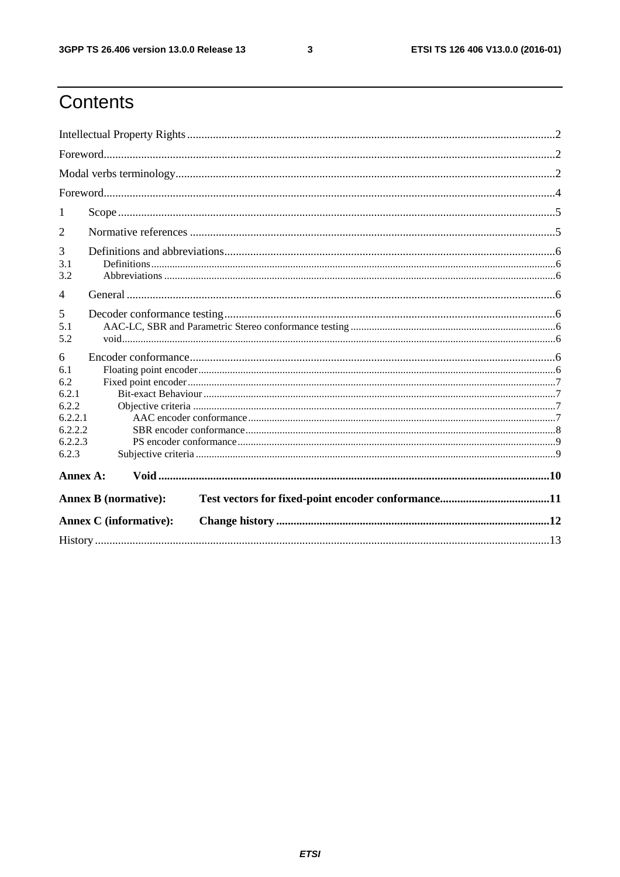# Contents

Intellectual Property Rights ..... 2

Foreword ..... 2

Modal verbs terminology ..... 2

Foreword ..... 4

1 Scope ..... 5

2 Normative references ..... 5

3 Definitions and abbreviations ..... 6
3.1 Definitions ..... 6
3.2 Abbreviations ..... 6

4 General ..... 6

5 Decoder conformance testing ..... 6
5.1 AAC-LC, SBR and Parametric Stereo conformance testing ..... 6
5.2 void ..... 6

6 Encoder conformance ..... 6
6.1 Floating point encoder ..... 6
6.2 Fixed point encoder ..... 7
6.2.1 Bit-exact Behaviour ..... 7
6.2.2 Objective criteria ..... 7
6.2.2.1 AAC encoder conformance ..... 7
6.2.2.2 SBR encoder conformance ..... 8
6.2.2.3 PS encoder conformance ..... 9
6.2.3 Subjective criteria ..... 9

**Annex A: Void ..... 10**

**Annex B (normative): Test vectors for fixed-point encoder conformance ..... 11**

**Annex C (informative): Change history ..... 12**

History ..... 13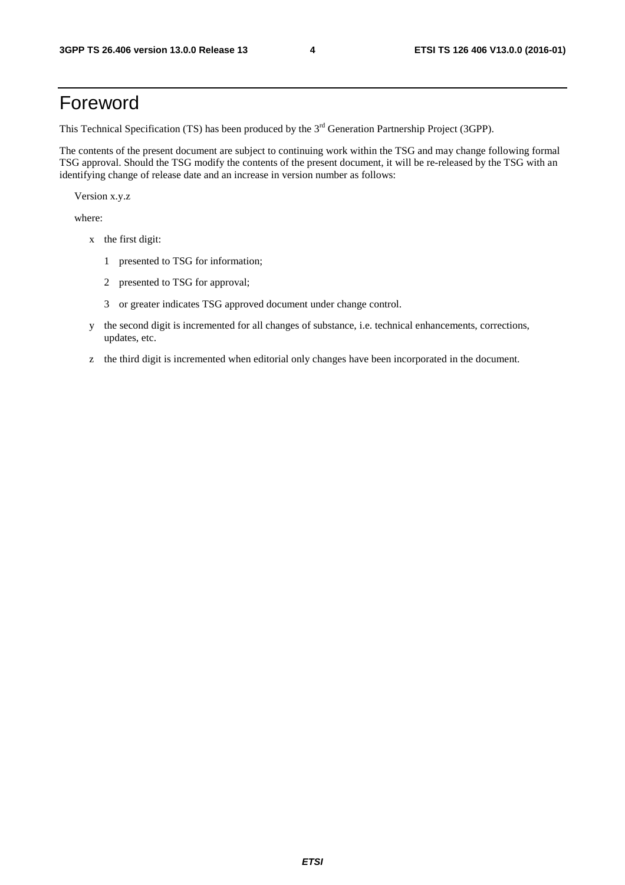# Foreword

This Technical Specification (TS) has been produced by the 3rd Generation Partnership Project (3GPP).

The contents of the present document are subject to continuing work within the TSG and may change following formal TSG approval. Should the TSG modify the contents of the present document, it will be re-released by the TSG with an identifying change of release date and an increase in version number as follows:

Version x.y.z

where:

- x the first digit:
  - 1 presented to TSG for information;
  - 2 presented to TSG for approval;
  - 3 or greater indicates TSG approved document under change control.
- y the second digit is incremented for all changes of substance, i.e. technical enhancements, corrections, updates, etc.
- z the third digit is incremented when editorial only changes have been incorporated in the document.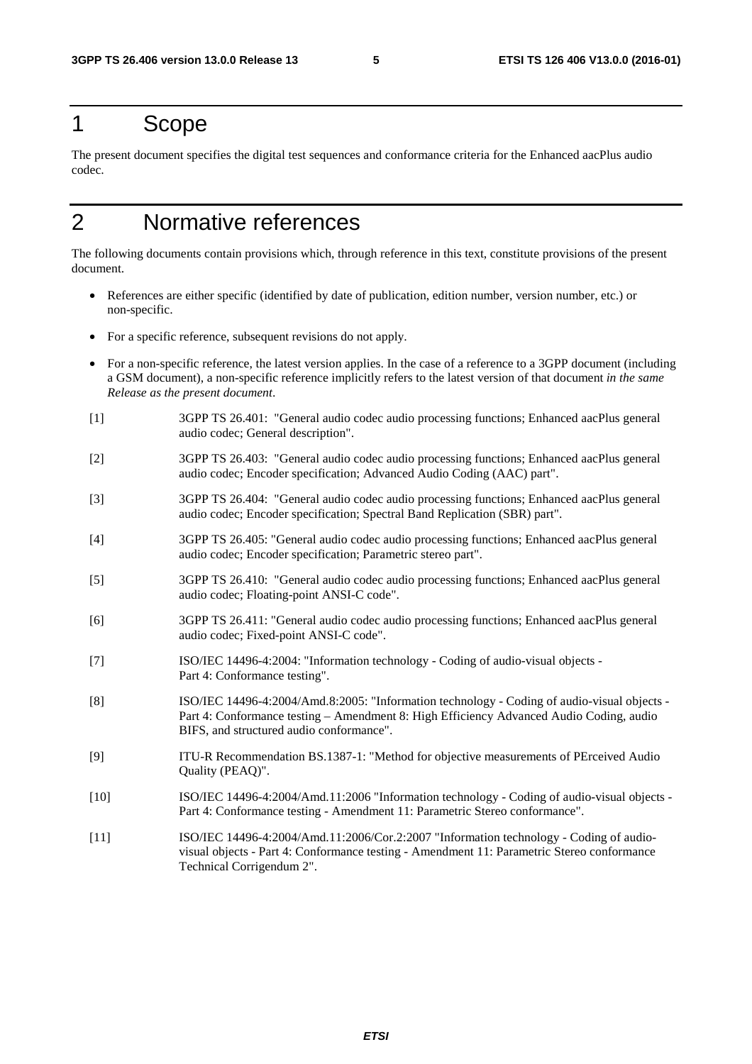# 1 Scope

The present document specifies the digital test sequences and conformance criteria for the Enhanced aacPlus audio codec.

# 2 Normative references

The following documents contain provisions which, through reference in this text, constitute provisions of the present document.

- References are either specific (identified by date of publication, edition number, version number, etc.) or non-specific.
- For a specific reference, subsequent revisions do not apply.
- For a non-specific reference, the latest version applies. In the case of a reference to a 3GPP document (including a GSM document), a non-specific reference implicitly refers to the latest version of that document *in the same Release as the present document*.

[1] 3GPP TS 26.401: "General audio codec audio processing functions; Enhanced aacPlus general audio codec; General description".

[2] 3GPP TS 26.403: "General audio codec audio processing functions; Enhanced aacPlus general audio codec; Encoder specification; Advanced Audio Coding (AAC) part".

[3] 3GPP TS 26.404: "General audio codec audio processing functions; Enhanced aacPlus general audio codec; Encoder specification; Spectral Band Replication (SBR) part".

[4] 3GPP TS 26.405: "General audio codec audio processing functions; Enhanced aacPlus general audio codec; Encoder specification; Parametric stereo part".

[5] 3GPP TS 26.410: "General audio codec audio processing functions; Enhanced aacPlus general audio codec; Floating-point ANSI-C code".

[6] 3GPP TS 26.411: "General audio codec audio processing functions; Enhanced aacPlus general audio codec; Fixed-point ANSI-C code".

[7] ISO/IEC 14496-4:2004: "Information technology - Coding of audio-visual objects - Part 4: Conformance testing".

[8] ISO/IEC 14496-4:2004/Amd.8:2005: "Information technology - Coding of audio-visual objects - Part 4: Conformance testing – Amendment 8: High Efficiency Advanced Audio Coding, audio BIFS, and structured audio conformance".

[9] ITU-R Recommendation BS.1387-1: "Method for objective measurements of PErceived Audio Quality (PEAQ)".

[10] ISO/IEC 14496-4:2004/Amd.11:2006 "Information technology - Coding of audio-visual objects - Part 4: Conformance testing - Amendment 11: Parametric Stereo conformance".

[11] ISO/IEC 14496-4:2004/Amd.11:2006/Cor.2:2007 "Information technology - Coding of audio-visual objects - Part 4: Conformance testing - Amendment 11: Parametric Stereo conformance Technical Corrigendum 2".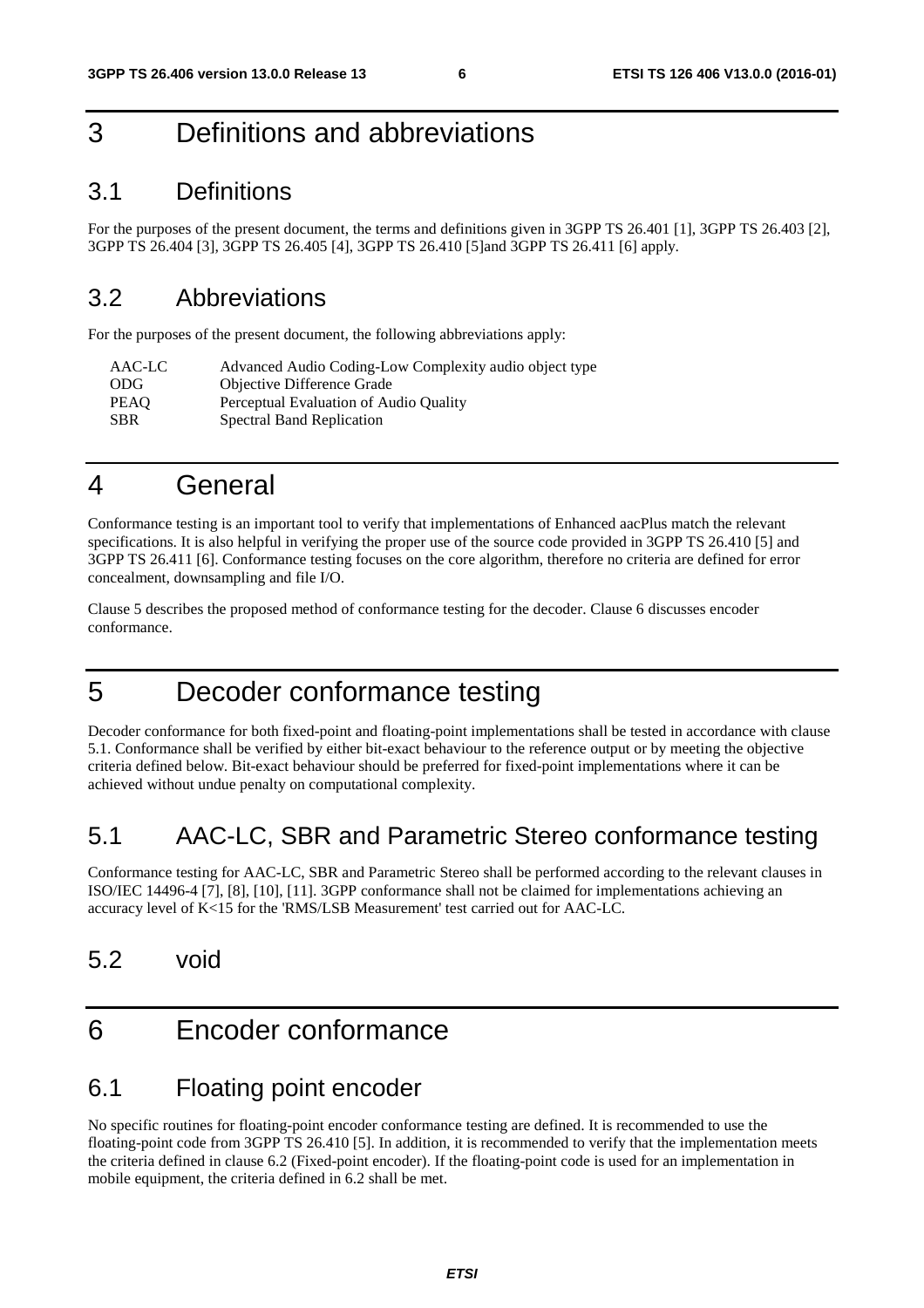# 3 Definitions and abbreviations

## 3.1 Definitions

For the purposes of the present document, the terms and definitions given in 3GPP TS 26.401 [1], 3GPP TS 26.403 [2], 3GPP TS 26.404 [3], 3GPP TS 26.405 [4], 3GPP TS 26.410 [5]and 3GPP TS 26.411 [6] apply.

## 3.2 Abbreviations

For the purposes of the present document, the following abbreviations apply:

| | |
|---|---|
| AAC-LC | Advanced Audio Coding-Low Complexity audio object type |
| ODG | Objective Difference Grade |
| PEAQ | Perceptual Evaluation of Audio Quality |
| SBR | Spectral Band Replication |

# 4 General

Conformance testing is an important tool to verify that implementations of Enhanced aacPlus match the relevant specifications. It is also helpful in verifying the proper use of the source code provided in 3GPP TS 26.410 [5] and 3GPP TS 26.411 [6]. Conformance testing focuses on the core algorithm, therefore no criteria are defined for error concealment, downsampling and file I/O.

Clause 5 describes the proposed method of conformance testing for the decoder. Clause 6 discusses encoder conformance.

# 5 Decoder conformance testing

Decoder conformance for both fixed-point and floating-point implementations shall be tested in accordance with clause 5.1. Conformance shall be verified by either bit-exact behaviour to the reference output or by meeting the objective criteria defined below. Bit-exact behaviour should be preferred for fixed-point implementations where it can be achieved without undue penalty on computational complexity.

## 5.1 AAC-LC, SBR and Parametric Stereo conformance testing

Conformance testing for AAC-LC, SBR and Parametric Stereo shall be performed according to the relevant clauses in ISO/IEC 14496-4 [7], [8], [10], [11]. 3GPP conformance shall not be claimed for implementations achieving an accuracy level of K<15 for the 'RMS/LSB Measurement' test carried out for AAC-LC.

## 5.2 void

# 6 Encoder conformance

## 6.1 Floating point encoder

No specific routines for floating-point encoder conformance testing are defined. It is recommended to use the floating-point code from 3GPP TS 26.410 [5]. In addition, it is recommended to verify that the implementation meets the criteria defined in clause 6.2 (Fixed-point encoder). If the floating-point code is used for an implementation in mobile equipment, the criteria defined in 6.2 shall be met.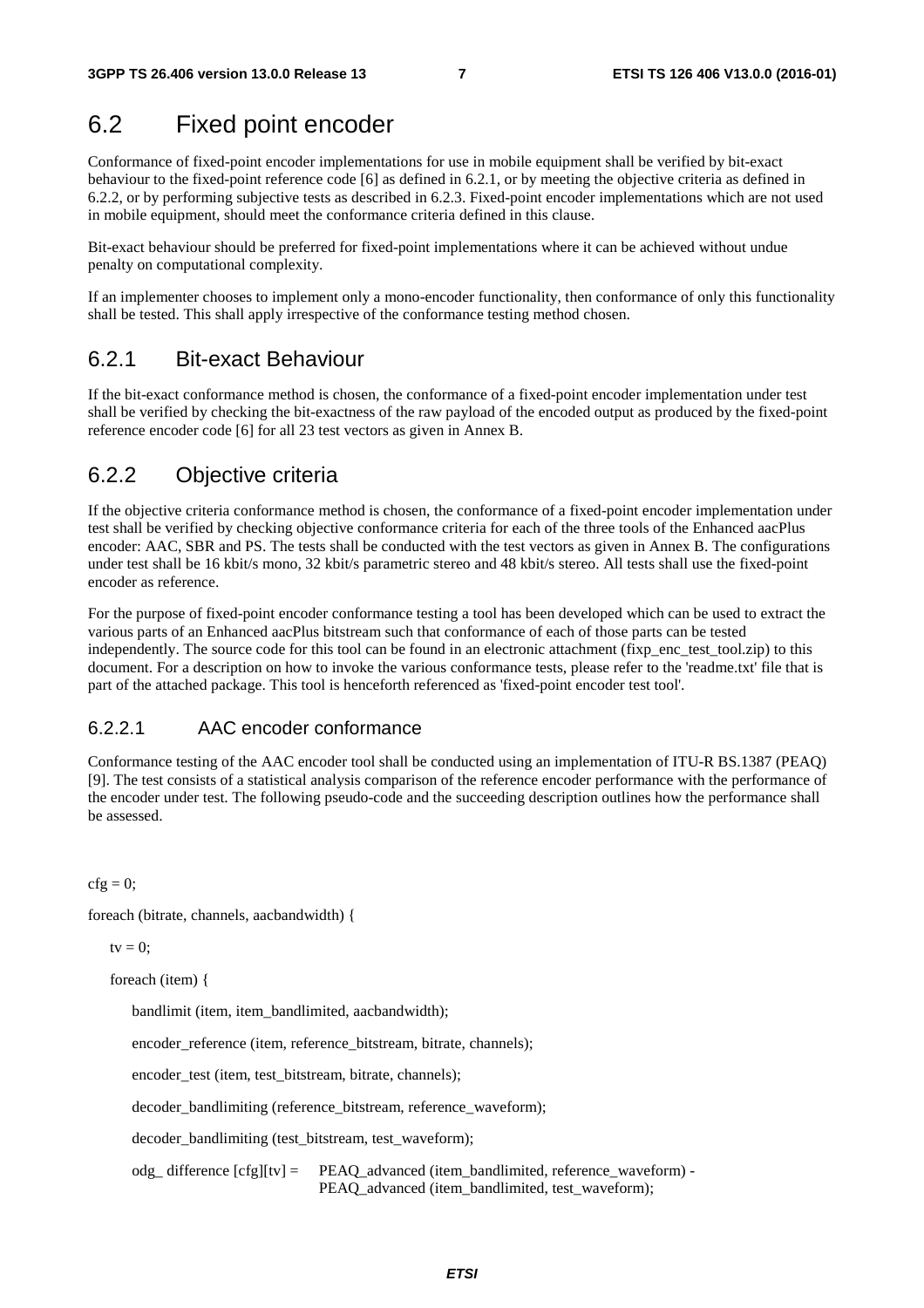# 6.2 Fixed point encoder

Conformance of fixed-point encoder implementations for use in mobile equipment shall be verified by bit-exact behaviour to the fixed-point reference code [6] as defined in 6.2.1, or by meeting the objective criteria as defined in 6.2.2, or by performing subjective tests as described in 6.2.3. Fixed-point encoder implementations which are not used in mobile equipment, should meet the conformance criteria defined in this clause.

Bit-exact behaviour should be preferred for fixed-point implementations where it can be achieved without undue penalty on computational complexity.

If an implementer chooses to implement only a mono-encoder functionality, then conformance of only this functionality shall be tested. This shall apply irrespective of the conformance testing method chosen.

## 6.2.1 Bit-exact Behaviour

If the bit-exact conformance method is chosen, the conformance of a fixed-point encoder implementation under test shall be verified by checking the bit-exactness of the raw payload of the encoded output as produced by the fixed-point reference encoder code [6] for all 23 test vectors as given in Annex B.

## 6.2.2 Objective criteria

If the objective criteria conformance method is chosen, the conformance of a fixed-point encoder implementation under test shall be verified by checking objective conformance criteria for each of the three tools of the Enhanced aacPlus encoder: AAC, SBR and PS. The tests shall be conducted with the test vectors as given in Annex B. The configurations under test shall be 16 kbit/s mono, 32 kbit/s parametric stereo and 48 kbit/s stereo. All tests shall use the fixed-point encoder as reference.

For the purpose of fixed-point encoder conformance testing a tool has been developed which can be used to extract the various parts of an Enhanced aacPlus bitstream such that conformance of each of those parts can be tested independently. The source code for this tool can be found in an electronic attachment (fixp_enc_test_tool.zip) to this document. For a description on how to invoke the various conformance tests, please refer to the 'readme.txt' file that is part of the attached package. This tool is henceforth referenced as 'fixed-point encoder test tool'.

### 6.2.2.1 AAC encoder conformance

Conformance testing of the AAC encoder tool shall be conducted using an implementation of ITU-R BS.1387 (PEAQ) [9]. The test consists of a statistical analysis comparison of the reference encoder performance with the performance of the encoder under test. The following pseudo-code and the succeeding description outlines how the performance shall be assessed.

```
cfg = 0;

foreach (bitrate, channels, aacbandwidth) {

    tv = 0;

    foreach (item) {

        bandlimit (item, item_bandlimited, aacbandwidth);

        encoder_reference (item, reference_bitstream, bitrate, channels);

        encoder_test (item, test_bitstream, bitrate, channels);

        decoder_bandlimiting (reference_bitstream, reference_waveform);

        decoder_bandlimiting (test_bitstream, test_waveform);

        odg_ difference [cfg][tv] =   PEAQ_advanced (item_bandlimited, reference_waveform) -
                                      PEAQ_advanced (item_bandlimited, test_waveform);
```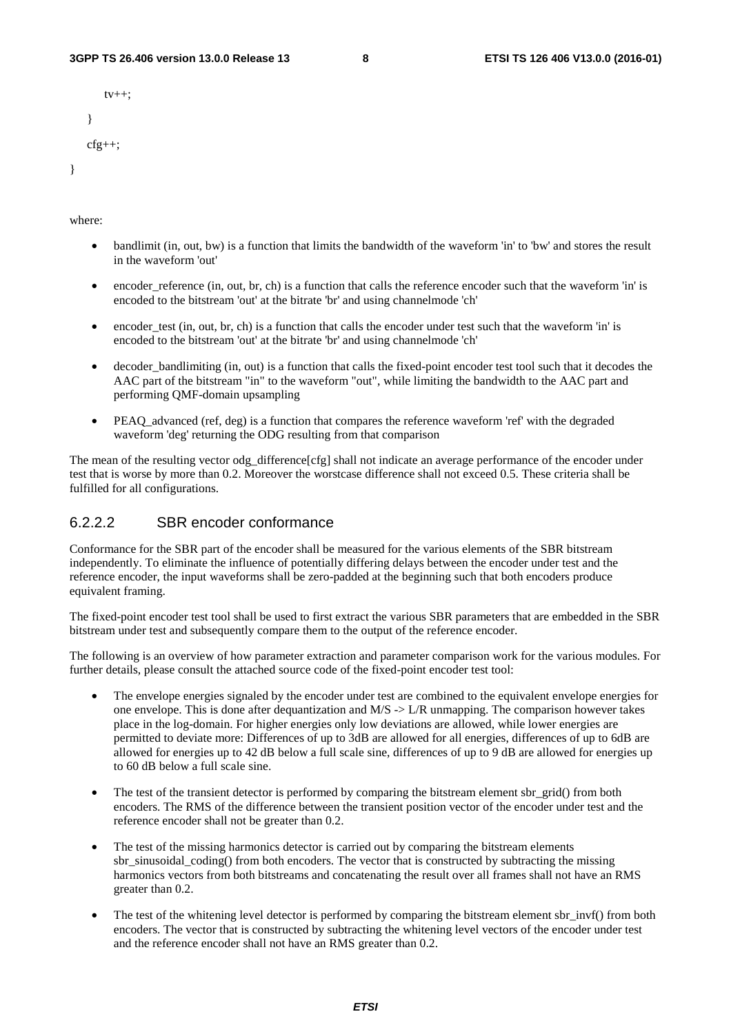```
        tv++;
    }
    cfg++;
}
```

where:

- bandlimit (in, out, bw) is a function that limits the bandwidth of the waveform 'in' to 'bw' and stores the result in the waveform 'out'
- encoder_reference (in, out, br, ch) is a function that calls the reference encoder such that the waveform 'in' is encoded to the bitstream 'out' at the bitrate 'br' and using channelmode 'ch'
- encoder_test (in, out, br, ch) is a function that calls the encoder under test such that the waveform 'in' is encoded to the bitstream 'out' at the bitrate 'br' and using channelmode 'ch'
- decoder_bandlimiting (in, out) is a function that calls the fixed-point encoder test tool such that it decodes the AAC part of the bitstream "in" to the waveform "out", while limiting the bandwidth to the AAC part and performing QMF-domain upsampling
- PEAQ_advanced (ref, deg) is a function that compares the reference waveform 'ref' with the degraded waveform 'deg' returning the ODG resulting from that comparison

The mean of the resulting vector odg_difference[cfg] shall not indicate an average performance of the encoder under test that is worse by more than 0.2. Moreover the worstcase difference shall not exceed 0.5. These criteria shall be fulfilled for all configurations.

### 6.2.2.2 SBR encoder conformance

Conformance for the SBR part of the encoder shall be measured for the various elements of the SBR bitstream independently. To eliminate the influence of potentially differing delays between the encoder under test and the reference encoder, the input waveforms shall be zero-padded at the beginning such that both encoders produce equivalent framing.

The fixed-point encoder test tool shall be used to first extract the various SBR parameters that are embedded in the SBR bitstream under test and subsequently compare them to the output of the reference encoder.

The following is an overview of how parameter extraction and parameter comparison work for the various modules. For further details, please consult the attached source code of the fixed-point encoder test tool:

- The envelope energies signaled by the encoder under test are combined to the equivalent envelope energies for one envelope. This is done after dequantization and M/S -> L/R unmapping. The comparison however takes place in the log-domain. For higher energies only low deviations are allowed, while lower energies are permitted to deviate more: Differences of up to 3dB are allowed for all energies, differences of up to 6dB are allowed for energies up to 42 dB below a full scale sine, differences of up to 9 dB are allowed for energies up to 60 dB below a full scale sine.
- The test of the transient detector is performed by comparing the bitstream element sbr_grid() from both encoders. The RMS of the difference between the transient position vector of the encoder under test and the reference encoder shall not be greater than 0.2.
- The test of the missing harmonics detector is carried out by comparing the bitstream elements sbr_sinusoidal_coding() from both encoders. The vector that is constructed by subtracting the missing harmonics vectors from both bitstreams and concatenating the result over all frames shall not have an RMS greater than 0.2.
- The test of the whitening level detector is performed by comparing the bitstream element sbr_invf() from both encoders. The vector that is constructed by subtracting the whitening level vectors of the encoder under test and the reference encoder shall not have an RMS greater than 0.2.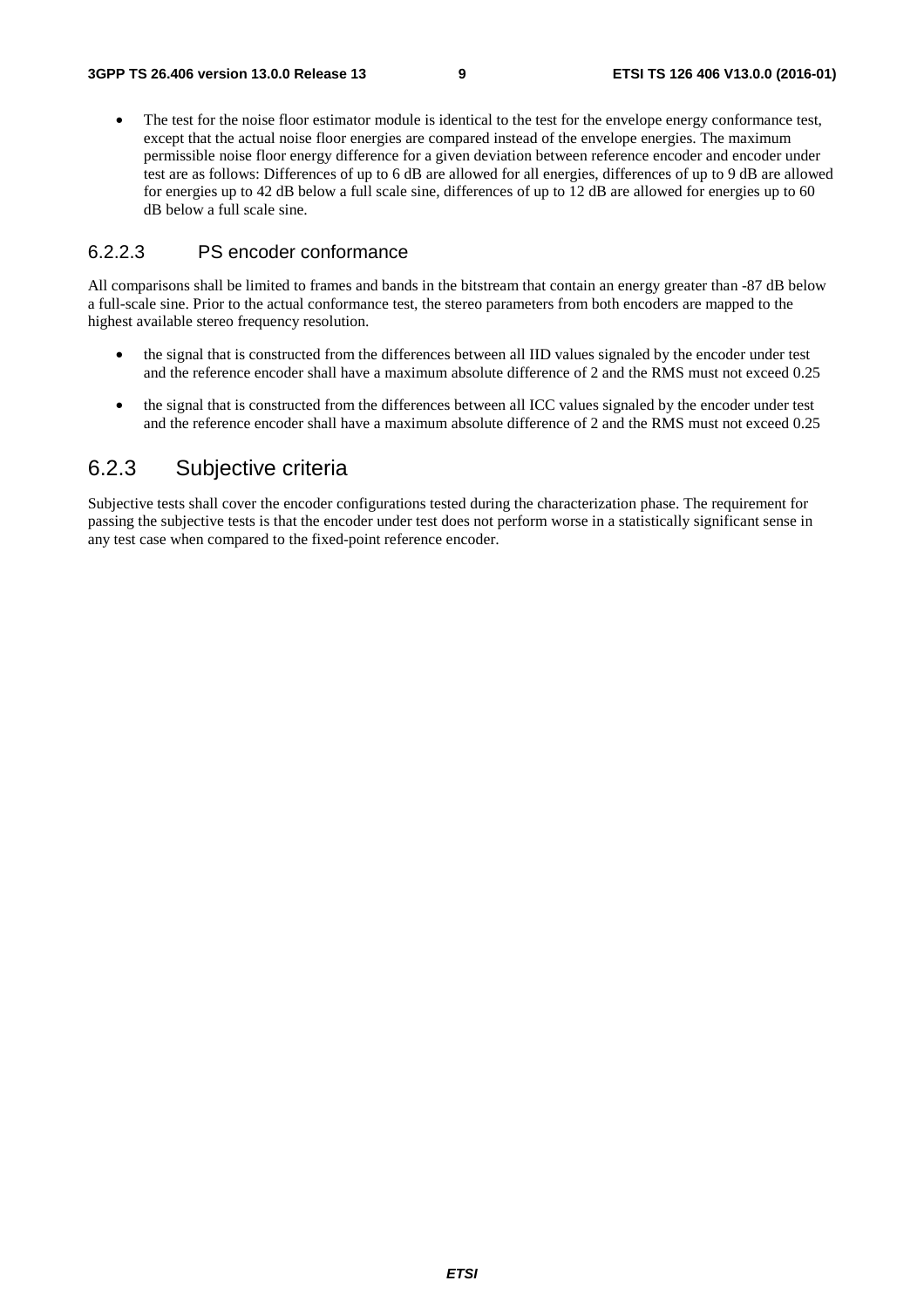- The test for the noise floor estimator module is identical to the test for the envelope energy conformance test, except that the actual noise floor energies are compared instead of the envelope energies. The maximum permissible noise floor energy difference for a given deviation between reference encoder and encoder under test are as follows: Differences of up to 6 dB are allowed for all energies, differences of up to 9 dB are allowed for energies up to 42 dB below a full scale sine, differences of up to 12 dB are allowed for energies up to 60 dB below a full scale sine.

#### 6.2.2.3 PS encoder conformance

All comparisons shall be limited to frames and bands in the bitstream that contain an energy greater than -87 dB below a full-scale sine. Prior to the actual conformance test, the stereo parameters from both encoders are mapped to the highest available stereo frequency resolution.

- the signal that is constructed from the differences between all IID values signaled by the encoder under test and the reference encoder shall have a maximum absolute difference of 2 and the RMS must not exceed 0.25
- the signal that is constructed from the differences between all ICC values signaled by the encoder under test and the reference encoder shall have a maximum absolute difference of 2 and the RMS must not exceed 0.25

### 6.2.3 Subjective criteria

Subjective tests shall cover the encoder configurations tested during the characterization phase. The requirement for passing the subjective tests is that the encoder under test does not perform worse in a statistically significant sense in any test case when compared to the fixed-point reference encoder.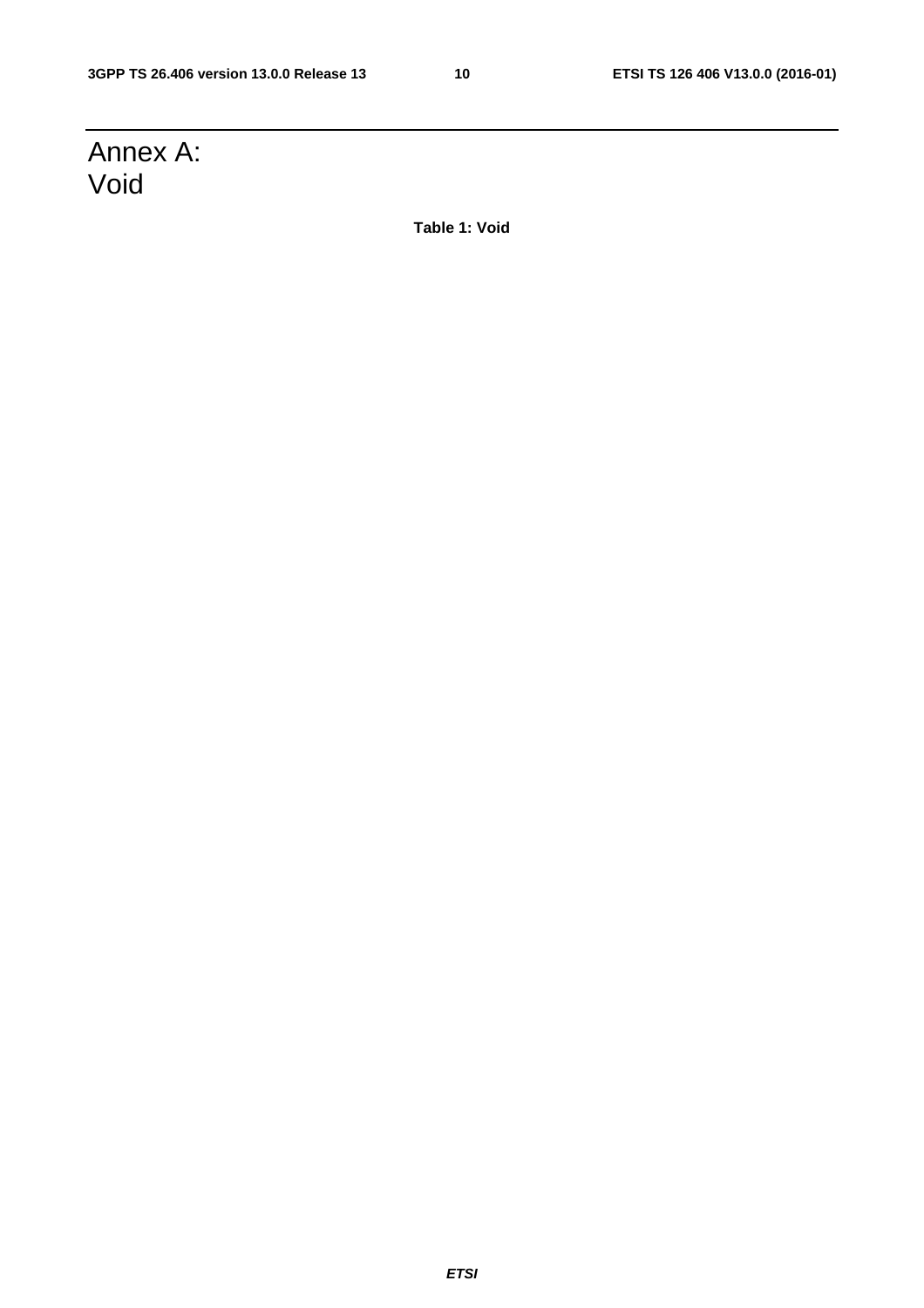# Annex A:
Void

**Table 1: Void**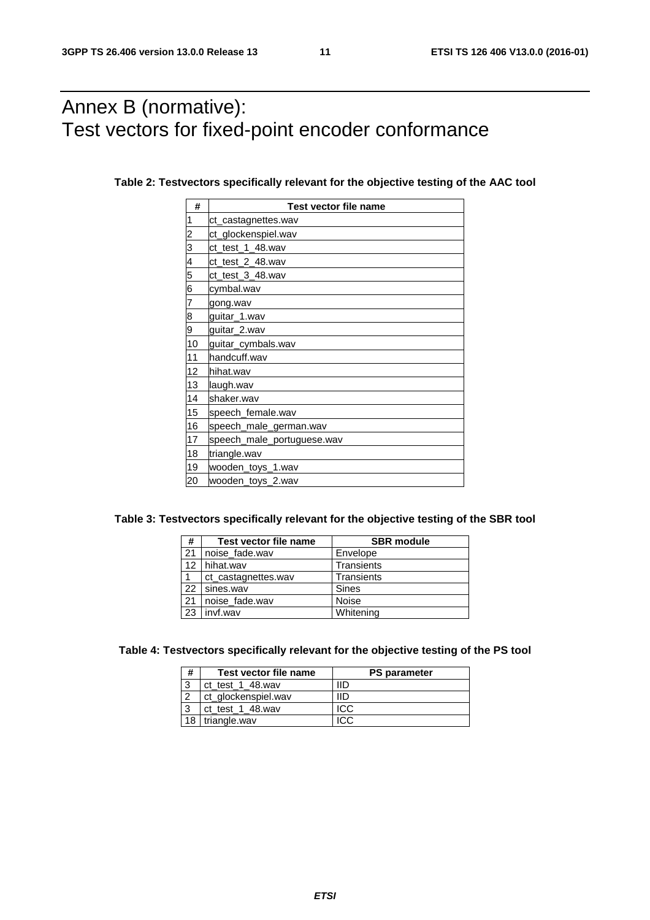# Annex B (normative): Test vectors for fixed-point encoder conformance

**Table 2: Testvectors specifically relevant for the objective testing of the AAC tool**

| # | Test vector file name |
|---|---|
| 1 | ct_castagnettes.wav |
| 2 | ct_glockenspiel.wav |
| 3 | ct_test_1_48.wav |
| 4 | ct_test_2_48.wav |
| 5 | ct_test_3_48.wav |
| 6 | cymbal.wav |
| 7 | gong.wav |
| 8 | guitar_1.wav |
| 9 | guitar_2.wav |
| 10 | guitar_cymbals.wav |
| 11 | handcuff.wav |
| 12 | hihat.wav |
| 13 | laugh.wav |
| 14 | shaker.wav |
| 15 | speech_female.wav |
| 16 | speech_male_german.wav |
| 17 | speech_male_portuguese.wav |
| 18 | triangle.wav |
| 19 | wooden_toys_1.wav |
| 20 | wooden_toys_2.wav |

**Table 3: Testvectors specifically relevant for the objective testing of the SBR tool**

| # | Test vector file name | SBR module |
|---|---|---|
| 21 | noise_fade.wav | Envelope |
| 12 | hihat.wav | Transients |
| 1 | ct_castagnettes.wav | Transients |
| 22 | sines.wav | Sines |
| 21 | noise_fade.wav | Noise |
| 23 | invf.wav | Whitening |

**Table 4: Testvectors specifically relevant for the objective testing of the PS tool**

| # | Test vector file name | PS parameter |
|---|---|---|
| 3 | ct_test_1_48.wav | IID |
| 2 | ct_glockenspiel.wav | IID |
| 3 | ct_test_1_48.wav | ICC |
| 18 | triangle.wav | ICC |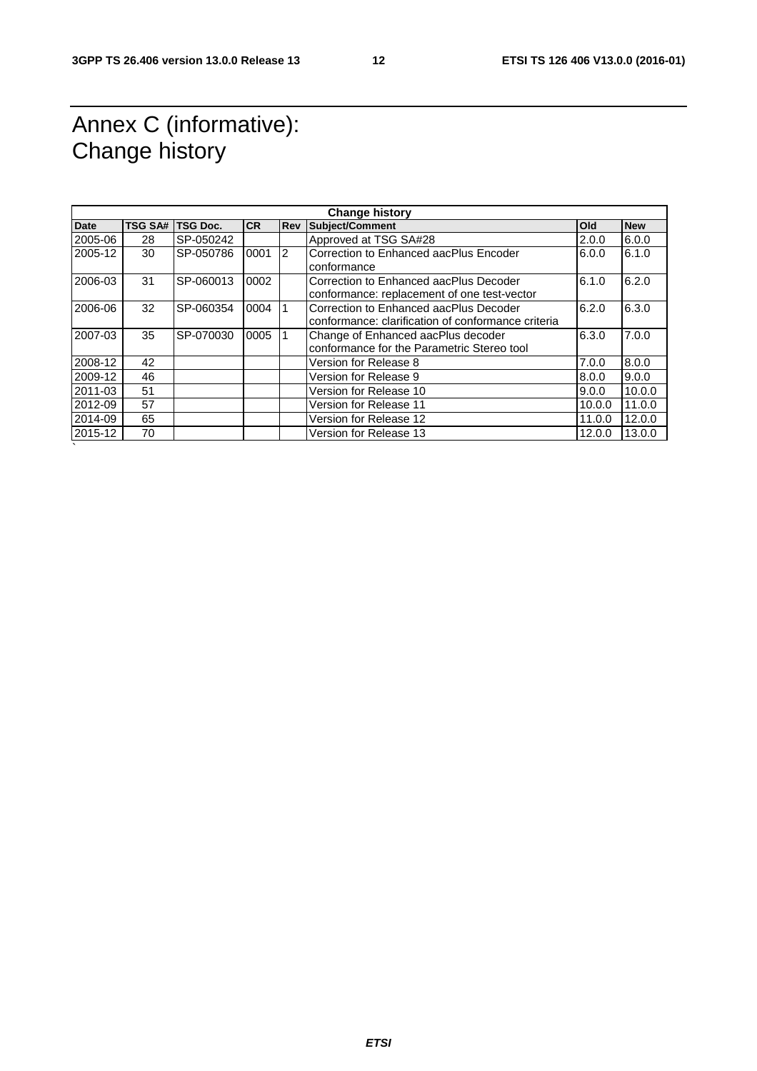# Annex C (informative): Change history

| Change history | | | | | | | |
|---|---|---|---|---|---|---|---|
| **Date** | **TSG SA#** | **TSG Doc.** | **CR** | **Rev** | **Subject/Comment** | **Old** | **New** |
| 2005-06 | 28 | SP-050242 | | | Approved at TSG SA#28 | 2.0.0 | 6.0.0 |
| 2005-12 | 30 | SP-050786 | 0001 | 2 | Correction to Enhanced aacPlus Encoder conformance | 6.0.0 | 6.1.0 |
| 2006-03 | 31 | SP-060013 | 0002 | | Correction to Enhanced aacPlus Decoder conformance: replacement of one test-vector | 6.1.0 | 6.2.0 |
| 2006-06 | 32 | SP-060354 | 0004 | 1 | Correction to Enhanced aacPlus Decoder conformance: clarification of conformance criteria | 6.2.0 | 6.3.0 |
| 2007-03 | 35 | SP-070030 | 0005 | 1 | Change of Enhanced aacPlus decoder conformance for the Parametric Stereo tool | 6.3.0 | 7.0.0 |
| 2008-12 | 42 | | | | Version for Release 8 | 7.0.0 | 8.0.0 |
| 2009-12 | 46 | | | | Version for Release 9 | 8.0.0 | 9.0.0 |
| 2011-03 | 51 | | | | Version for Release 10 | 9.0.0 | 10.0.0 |
| 2012-09 | 57 | | | | Version for Release 11 | 10.0.0 | 11.0.0 |
| 2014-09 | 65 | | | | Version for Release 12 | 11.0.0 | 12.0.0 |
| 2015-12 | 70 | | | | Version for Release 13 | 12.0.0 | 13.0.0 |

`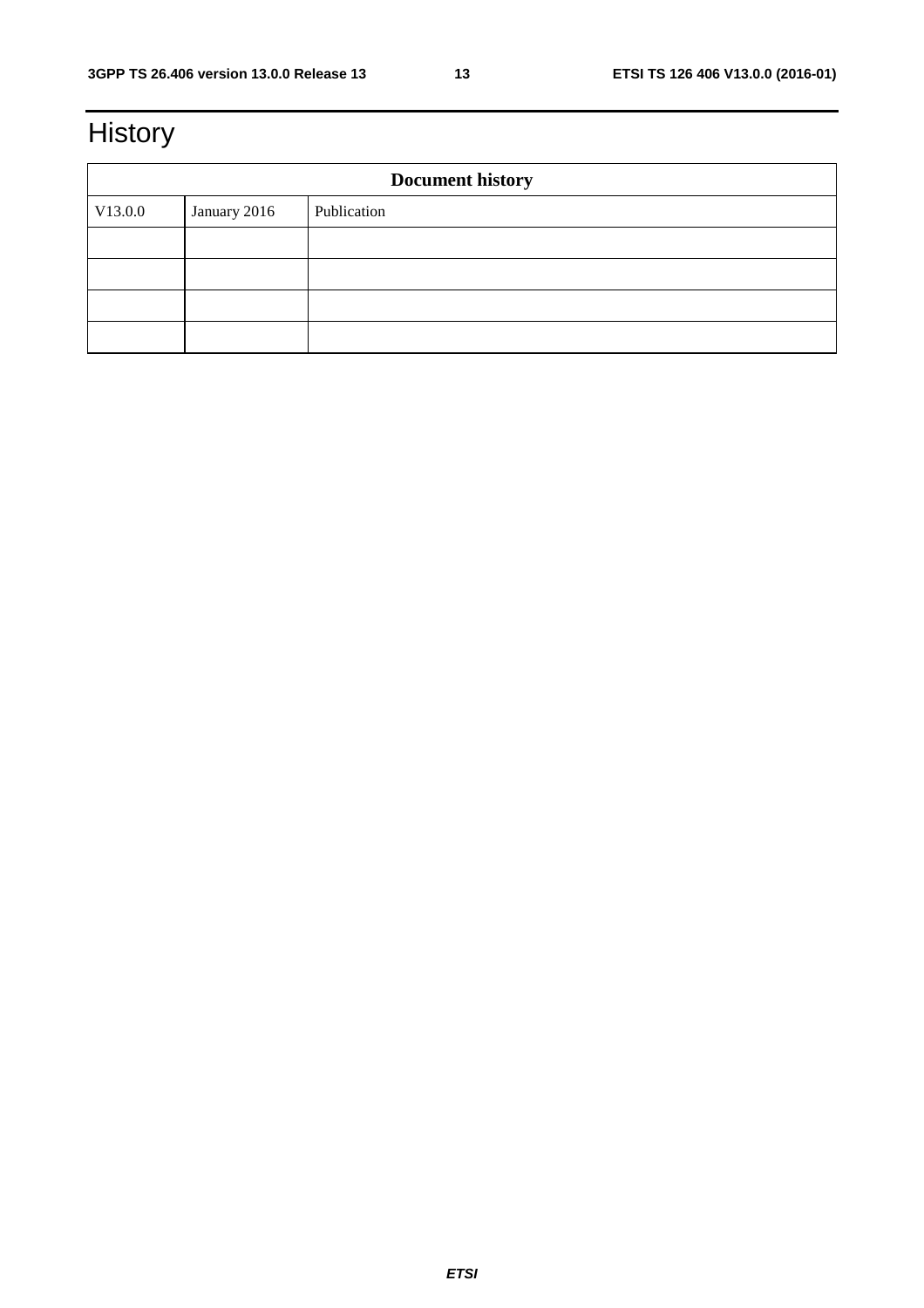# History

| Document history | | |
|---|---|---|
| V13.0.0 | January 2016 | Publication |
| | | |
| | | |
| | | |
| | | |